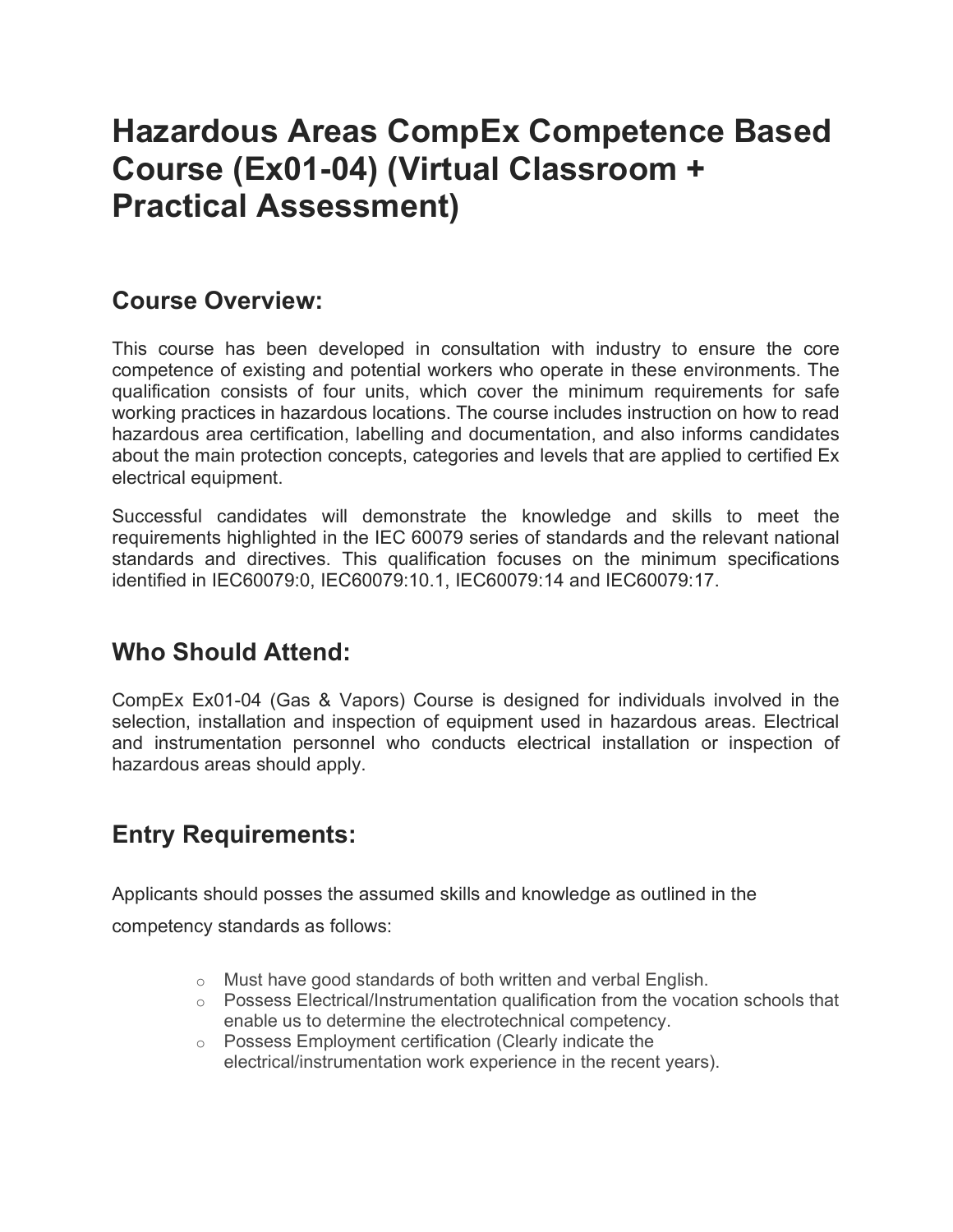# Hazardous Areas CompEx Competence Based Course (Ex01-04) (Virtual Classroom + Practical Assessment)

## Course Overview:

This course has been developed in consultation with industry to ensure the core competence of existing and potential workers who operate in these environments. The qualification consists of four units, which cover the minimum requirements for safe working practices in hazardous locations. The course includes instruction on how to read hazardous area certification, labelling and documentation, and also informs candidates about the main protection concepts, categories and levels that are applied to certified Ex electrical equipment.

Successful candidates will demonstrate the knowledge and skills to meet the requirements highlighted in the IEC 60079 series of standards and the relevant national standards and directives. This qualification focuses on the minimum specifications identified in IEC60079:0, IEC60079:10.1, IEC60079:14 and IEC60079:17.

## Who Should Attend:

CompEx Ex01-04 (Gas & Vapors) Course is designed for individuals involved in the selection, installation and inspection of equipment used in hazardous areas. Electrical and instrumentation personnel who conducts electrical installation or inspection of hazardous areas should apply.

## Entry Requirements:

Applicants should posses the assumed skills and knowledge as outlined in the competency standards as follows:

- Must have good standards of both written and verbal English.
- Possess Electrical/Instrumentation qualification from the vocation schools that enable us to determine the electrotechnical competency.
- Possess Employment certification (Clearly indicate the electrical/instrumentation work experience in the recent years).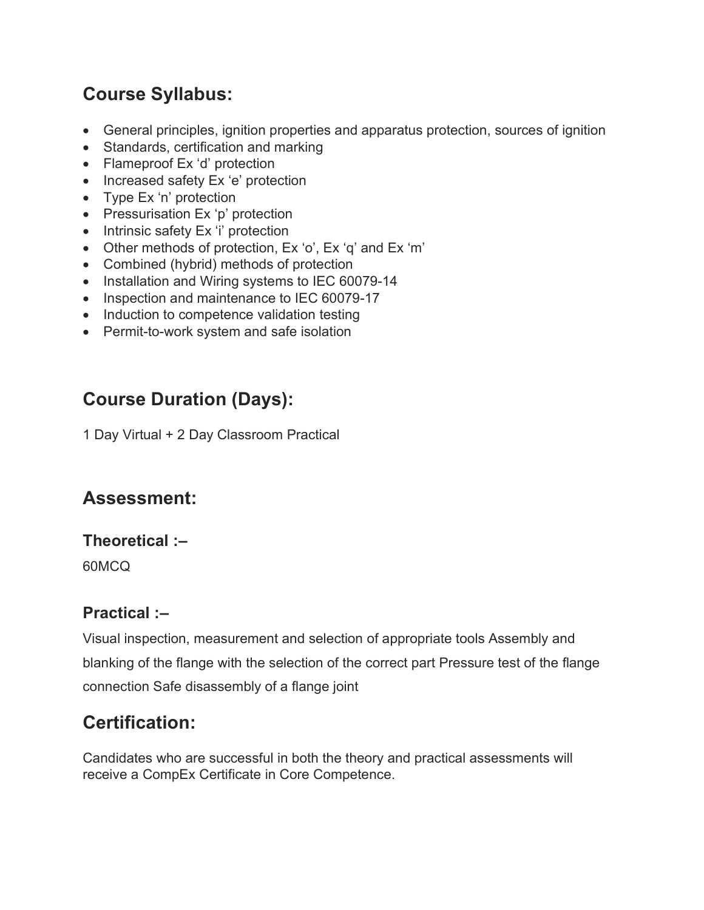## Course Syllabus:

- General principles, ignition properties and apparatus protection, sources of ignition
- Standards, certification and marking
- Flameproof Ex ‘d’ protection
- Increased safety Ex ‘e’ protection
- Type Ex ‘n’ protection
- Pressurisation Ex ‘p’ protection
- Intrinsic safety Ex ‘i’ protection
- Other methods of protection, Ex ‘o’, Ex ‘q’ and Ex ‘m’
- Combined (hybrid) methods of protection
- Installation and Wiring systems to IEC 60079-14
- Inspection and maintenance to IEC 60079-17
- Induction to competence validation testing
- Permit-to-work system and safe isolation

## Course Duration (Days):

1 Day Virtual + 2 Day Classroom Practical

## Assessment:

### Theoretical :–

60MCQ

### Practical :–

Visual inspection, measurement and selection of appropriate tools Assembly and blanking of the flange with the selection of the correct part Pressure test of the flange connection Safe disassembly of a flange joint

## Certification:

Candidates who are successful in both the theory and practical assessments will receive a CompEx Certificate in Core Competence.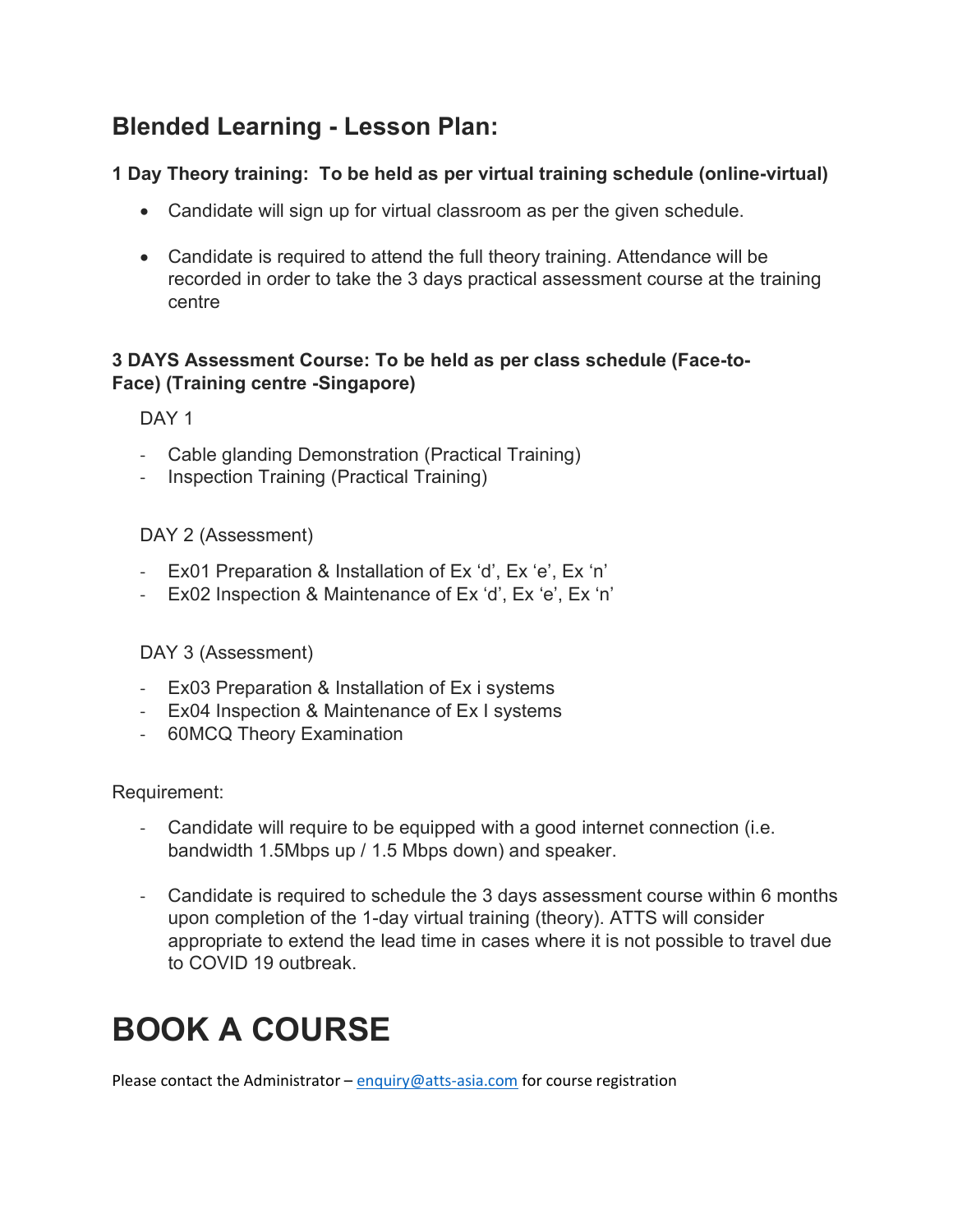## Blended Learning - Lesson Plan:

**1 Day Theory training: To be held as per virtual training schedule (online-virtual)**

- Candidate will sign up for virtual classroom as per the given schedule.
- Candidate is required to attend the full theory training. Attendance will be recorded in order to take the 3 days practical assessment course at the training centre

**3 DAYS Assessment Course: To be held as per class schedule (Face-to-Face) (Training centre -Singapore)**

DAY 1

- Cable glanding Demonstration (Practical Training)
- Inspection Training (Practical Training)

DAY 2 (Assessment)

- Ex01 Preparation & Installation of Ex 'd', Ex 'e', Ex 'n'
- Ex02 Inspection & Maintenance of Ex 'd', Ex 'e', Ex 'n'

DAY 3 (Assessment)

- Ex03 Preparation & Installation of Ex i systems
- Ex04 Inspection & Maintenance of Ex I systems
- 60MCQ Theory Examination

Requirement:

- Candidate will require to be equipped with a good internet connection (i.e. bandwidth 1.5Mbps up / 1.5 Mbps down) and speaker.
- Candidate is required to schedule the 3 days assessment course within 6 months upon completion of the 1-day virtual training (theory). ATTS will consider appropriate to extend the lead time in cases where it is not possible to travel due to COVID 19 outbreak.

# BOOK A COURSE

Please contact the Administrator – enquiry@atts-asia.com for course registration